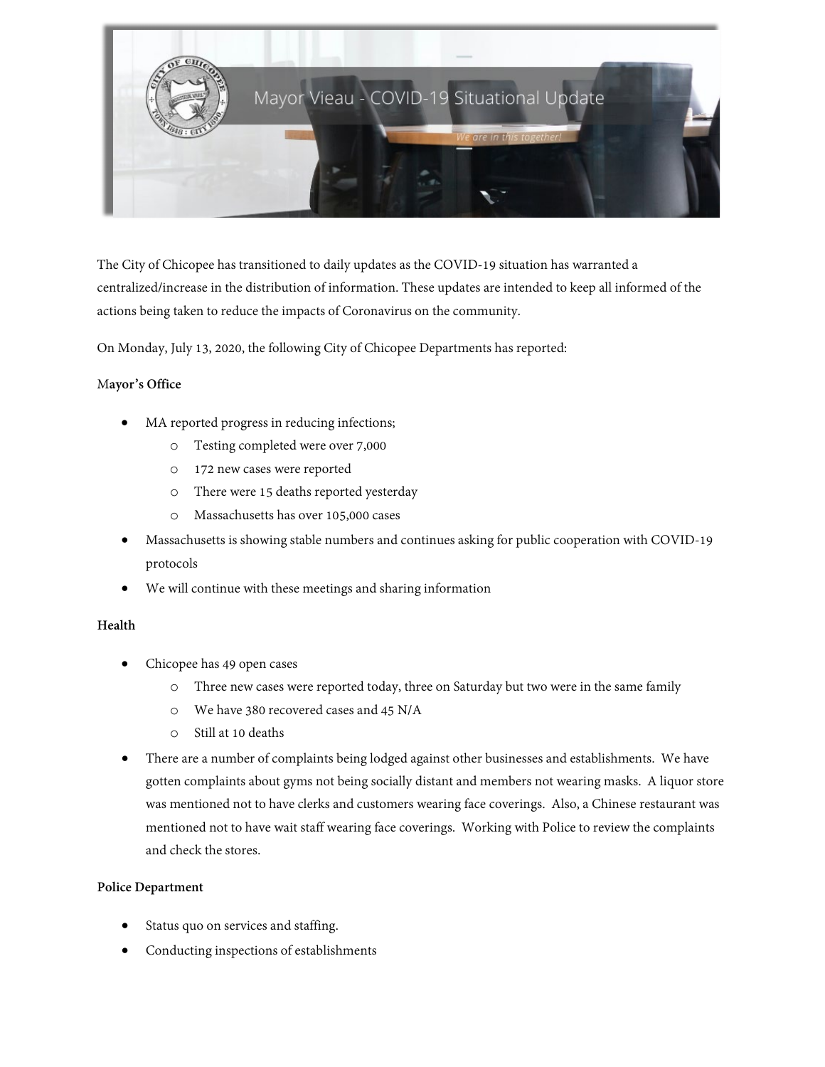# Mayor Vieau - COVID-19 Situational Update

*We are in this together!*

The City of Chicopee has transitioned to daily updates as the COVID-19 situation has warranted a centralized/increase in the distribution of information. These updates are intended to keep all informed of the actions being taken to reduce the impacts of Coronavirus on the community.

On Monday, July 13, 2020, the following City of Chicopee Departments has reported:

**Mayor's Office**

- MA reported progress in reducing infections;
  - Testing completed were over 7,000
  - 172 new cases were reported
  - There were 15 deaths reported yesterday
  - Massachusetts has over 105,000 cases
- Massachusetts is showing stable numbers and continues asking for public cooperation with COVID-19 protocols
- We will continue with these meetings and sharing information

**Health**

- Chicopee has 49 open cases
  - Three new cases were reported today, three on Saturday but two were in the same family
  - We have 380 recovered cases and 45 N/A
  - Still at 10 deaths
- There are a number of complaints being lodged against other businesses and establishments. We have gotten complaints about gyms not being socially distant and members not wearing masks. A liquor store was mentioned not to have clerks and customers wearing face coverings. Also, a Chinese restaurant was mentioned not to have wait staff wearing face coverings. Working with Police to review the complaints and check the stores.

**Police Department**

- Status quo on services and staffing.
- Conducting inspections of establishments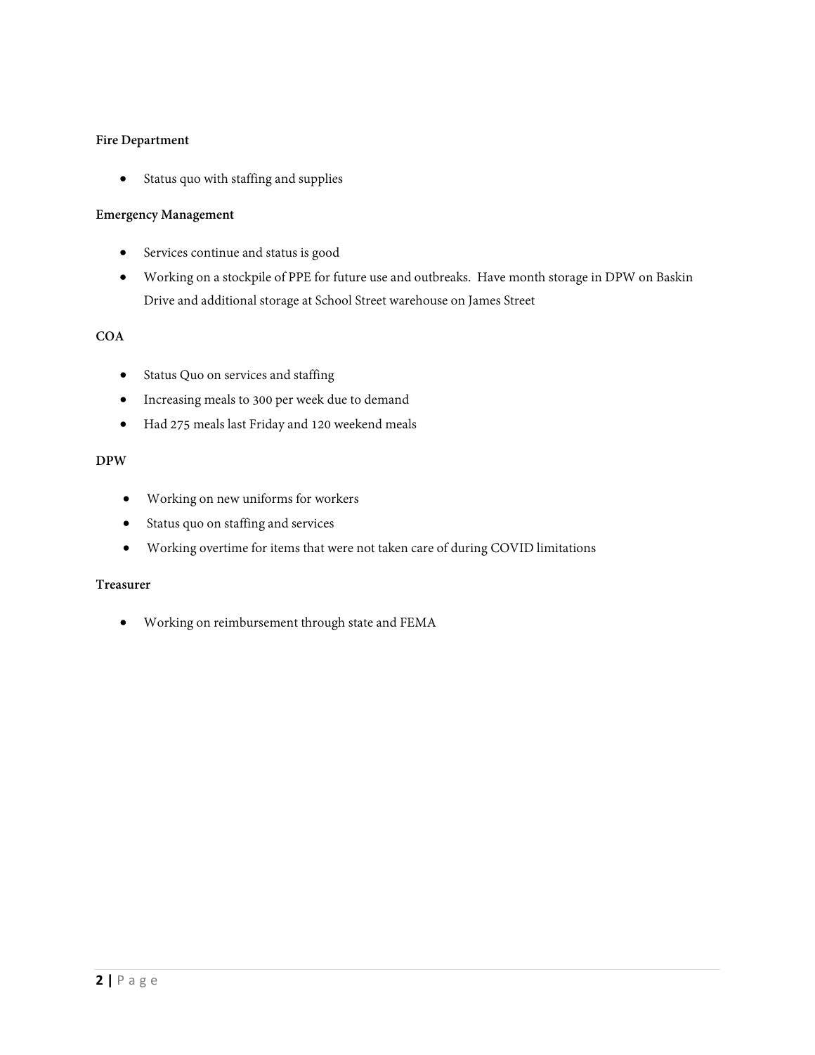**Fire Department**

- Status quo with staffing and supplies

**Emergency Management**

- Services continue and status is good
- Working on a stockpile of PPE for future use and outbreaks. Have month storage in DPW on Baskin Drive and additional storage at School Street warehouse on James Street

**COA**

- Status Quo on services and staffing
- Increasing meals to 300 per week due to demand
- Had 275 meals last Friday and 120 weekend meals

**DPW**

- Working on new uniforms for workers
- Status quo on staffing and services
- Working overtime for items that were not taken care of during COVID limitations

**Treasurer**

- Working on reimbursement through state and FEMA